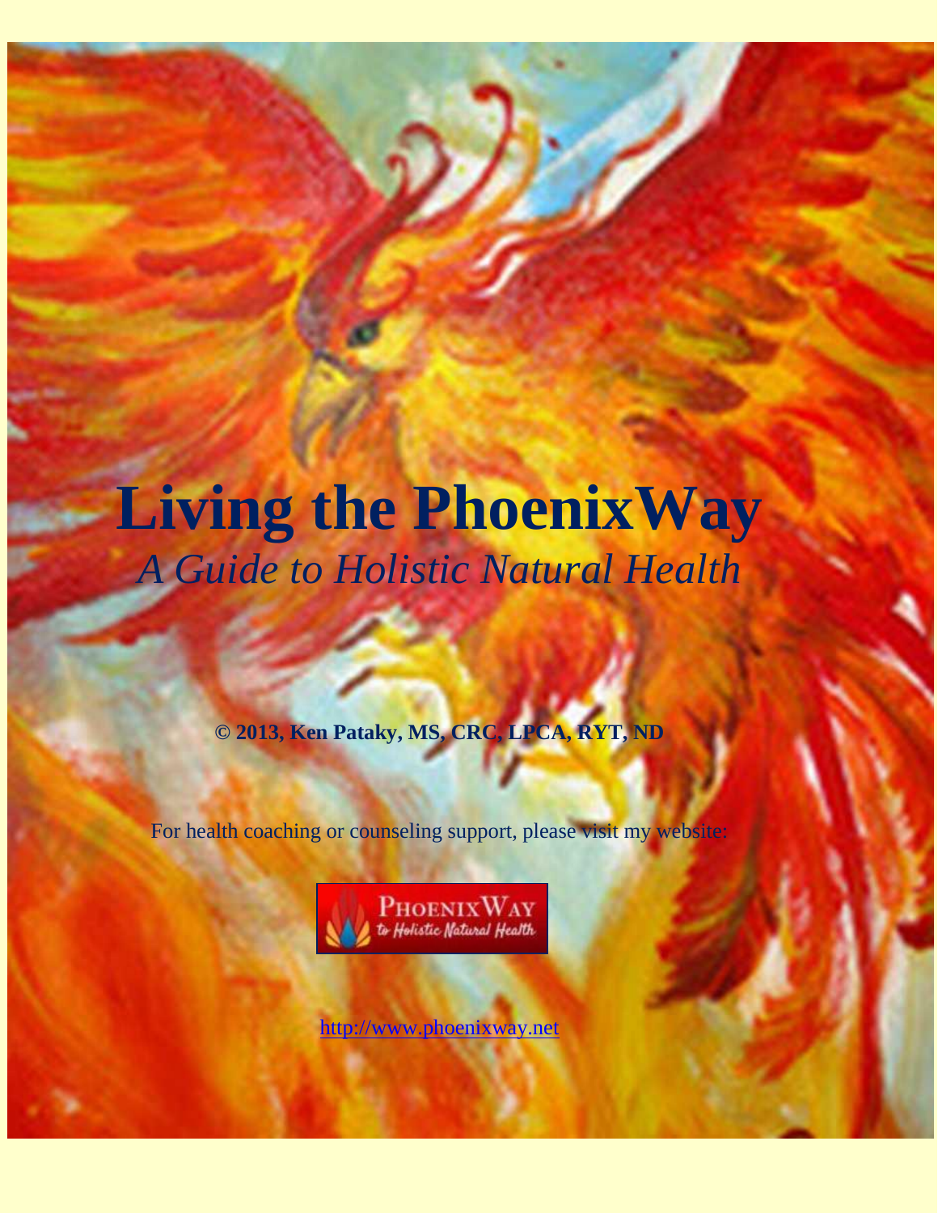# Living the PhoenixWay

*A Guide to Holistic Natural Health*

**© 2013, Ken Pataky, MS, CRC, LPCA, RYT, ND**

For health coaching or counseling support, please visit my website:

PhoenixWay to Holistic Natural Health

http://www.phoenixway.net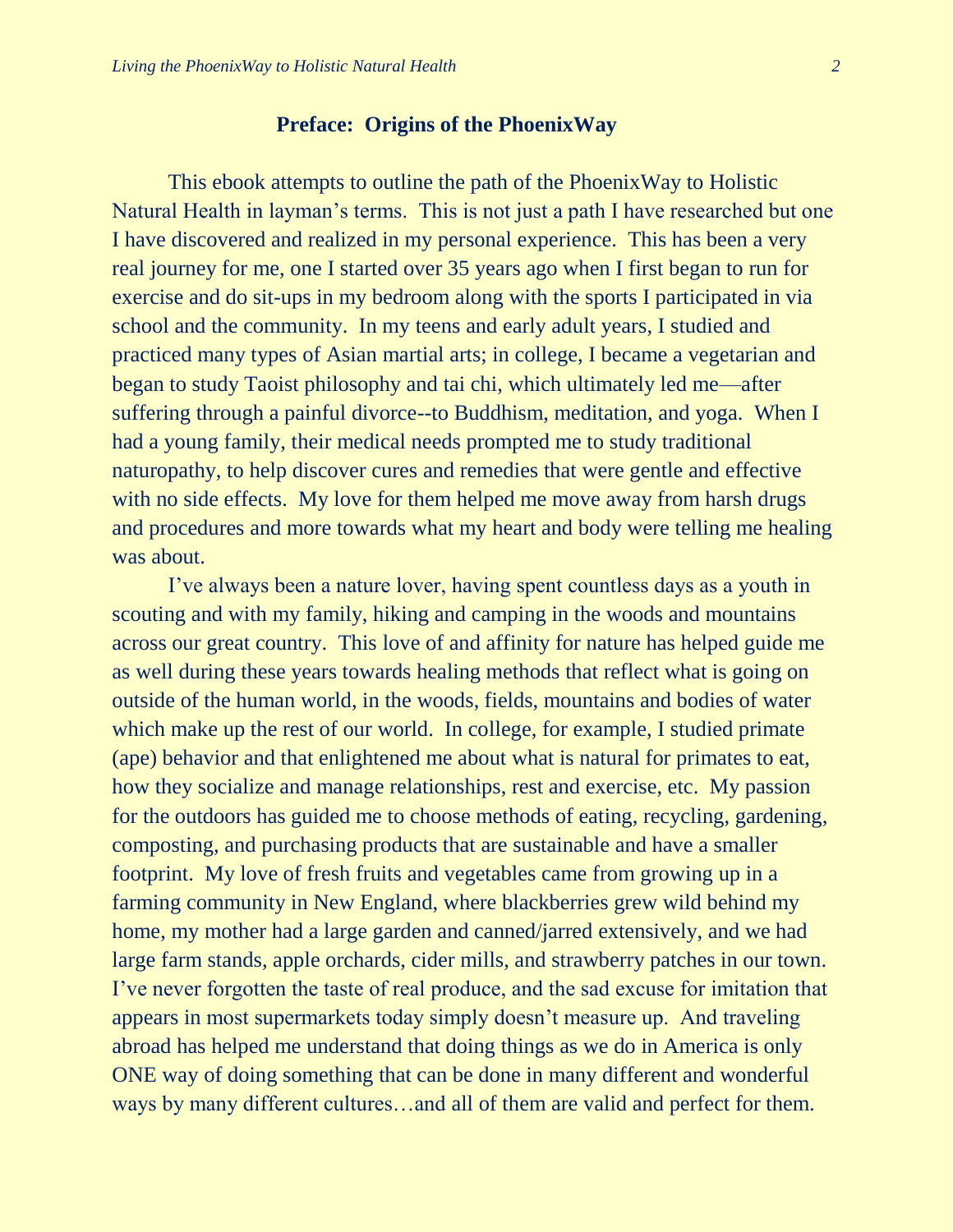## Preface: Origins of the PhoenixWay

This ebook attempts to outline the path of the PhoenixWay to Holistic Natural Health in layman's terms. This is not just a path I have researched but one I have discovered and realized in my personal experience. This has been a very real journey for me, one I started over 35 years ago when I first began to run for exercise and do sit-ups in my bedroom along with the sports I participated in via school and the community. In my teens and early adult years, I studied and practiced many types of Asian martial arts; in college, I became a vegetarian and began to study Taoist philosophy and tai chi, which ultimately led me—after suffering through a painful divorce--to Buddhism, meditation, and yoga. When I had a young family, their medical needs prompted me to study traditional naturopathy, to help discover cures and remedies that were gentle and effective with no side effects. My love for them helped me move away from harsh drugs and procedures and more towards what my heart and body were telling me healing was about.

I've always been a nature lover, having spent countless days as a youth in scouting and with my family, hiking and camping in the woods and mountains across our great country. This love of and affinity for nature has helped guide me as well during these years towards healing methods that reflect what is going on outside of the human world, in the woods, fields, mountains and bodies of water which make up the rest of our world. In college, for example, I studied primate (ape) behavior and that enlightened me about what is natural for primates to eat, how they socialize and manage relationships, rest and exercise, etc. My passion for the outdoors has guided me to choose methods of eating, recycling, gardening, composting, and purchasing products that are sustainable and have a smaller footprint. My love of fresh fruits and vegetables came from growing up in a farming community in New England, where blackberries grew wild behind my home, my mother had a large garden and canned/jarred extensively, and we had large farm stands, apple orchards, cider mills, and strawberry patches in our town. I've never forgotten the taste of real produce, and the sad excuse for imitation that appears in most supermarkets today simply doesn't measure up. And traveling abroad has helped me understand that doing things as we do in America is only ONE way of doing something that can be done in many different and wonderful ways by many different cultures…and all of them are valid and perfect for them.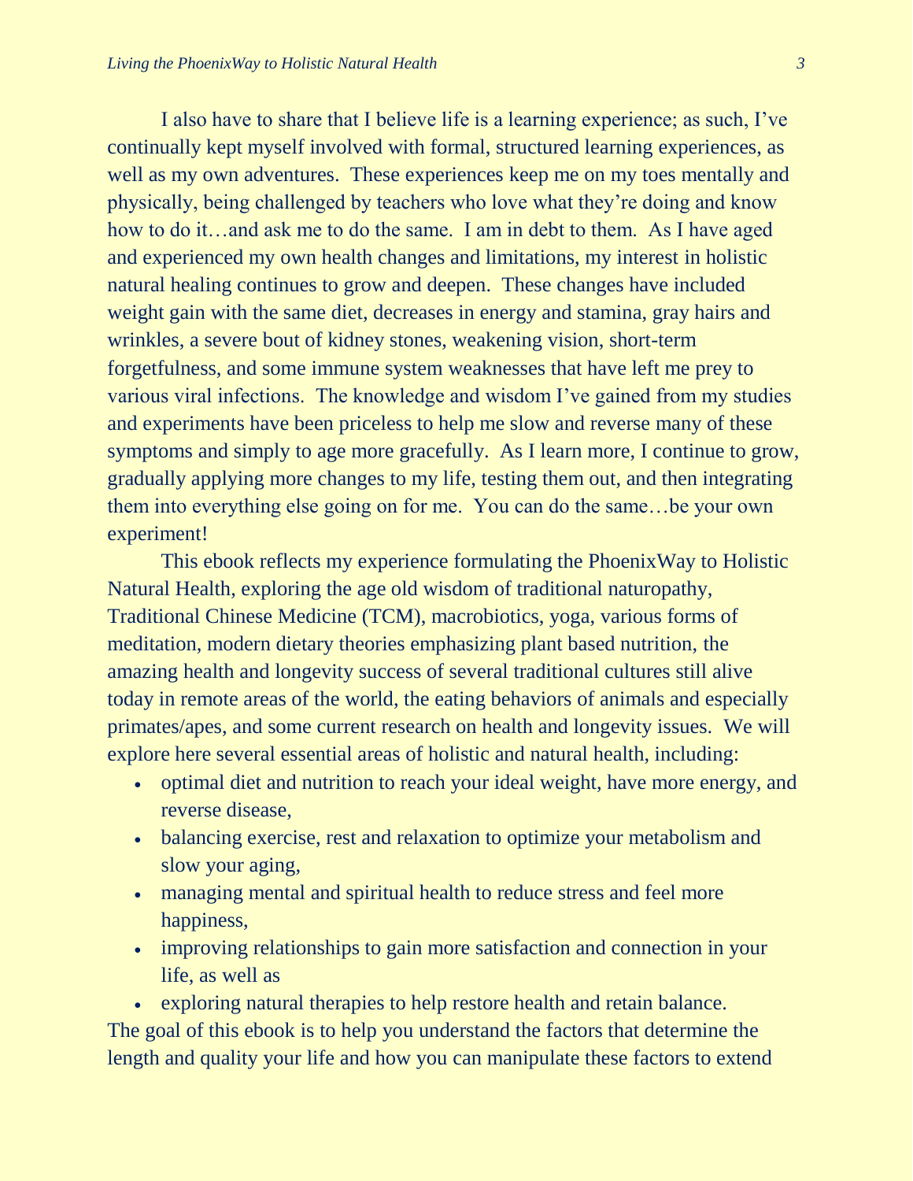I also have to share that I believe life is a learning experience; as such, I've continually kept myself involved with formal, structured learning experiences, as well as my own adventures.  These experiences keep me on my toes mentally and physically, being challenged by teachers who love what they're doing and know how to do it…and ask me to do the same.  I am in debt to them.  As I have aged and experienced my own health changes and limitations, my interest in holistic natural healing continues to grow and deepen.  These changes have included weight gain with the same diet, decreases in energy and stamina, gray hairs and wrinkles, a severe bout of kidney stones, weakening vision, short-term forgetfulness, and some immune system weaknesses that have left me prey to various viral infections.  The knowledge and wisdom I've gained from my studies and experiments have been priceless to help me slow and reverse many of these symptoms and simply to age more gracefully.  As I learn more, I continue to grow, gradually applying more changes to my life, testing them out, and then integrating them into everything else going on for me.  You can do the same…be your own experiment!

This ebook reflects my experience formulating the PhoenixWay to Holistic Natural Health, exploring the age old wisdom of traditional naturopathy, Traditional Chinese Medicine (TCM), macrobiotics, yoga, various forms of meditation, modern dietary theories emphasizing plant based nutrition, the amazing health and longevity success of several traditional cultures still alive today in remote areas of the world, the eating behaviors of animals and especially primates/apes, and some current research on health and longevity issues.  We will explore here several essential areas of holistic and natural health, including:

- optimal diet and nutrition to reach your ideal weight, have more energy, and reverse disease,
- balancing exercise, rest and relaxation to optimize your metabolism and slow your aging,
- managing mental and spiritual health to reduce stress and feel more happiness,
- improving relationships to gain more satisfaction and connection in your life, as well as
- exploring natural therapies to help restore health and retain balance.

The goal of this ebook is to help you understand the factors that determine the length and quality your life and how you can manipulate these factors to extend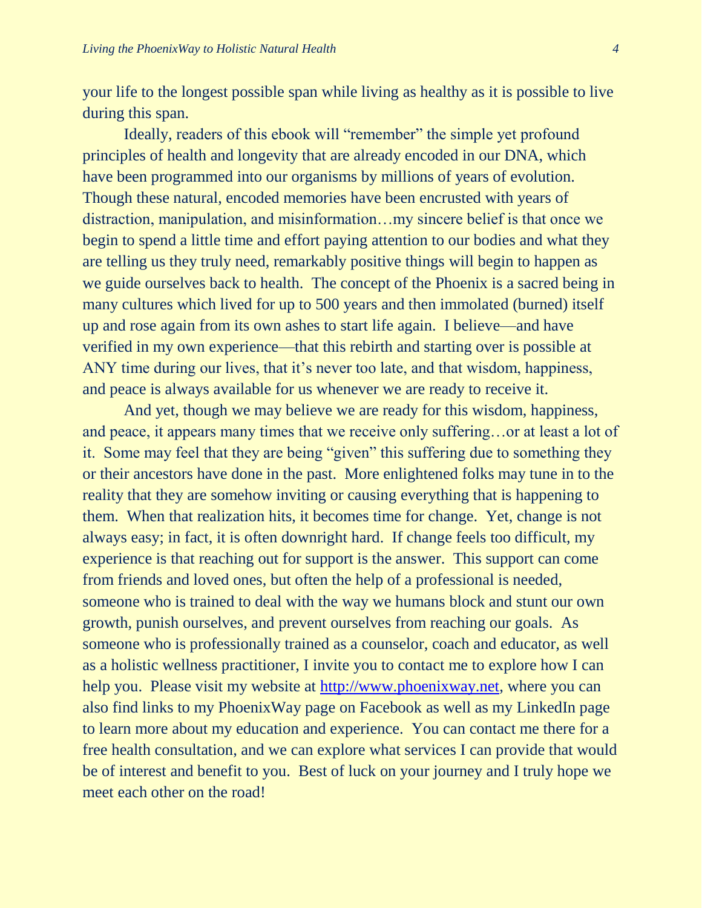your life to the longest possible span while living as healthy as it is possible to live during this span.

Ideally, readers of this ebook will "remember" the simple yet profound principles of health and longevity that are already encoded in our DNA, which have been programmed into our organisms by millions of years of evolution. Though these natural, encoded memories have been encrusted with years of distraction, manipulation, and misinformation…my sincere belief is that once we begin to spend a little time and effort paying attention to our bodies and what they are telling us they truly need, remarkably positive things will begin to happen as we guide ourselves back to health. The concept of the Phoenix is a sacred being in many cultures which lived for up to 500 years and then immolated (burned) itself up and rose again from its own ashes to start life again. I believe—and have verified in my own experience—that this rebirth and starting over is possible at ANY time during our lives, that it's never too late, and that wisdom, happiness, and peace is always available for us whenever we are ready to receive it.

And yet, though we may believe we are ready for this wisdom, happiness, and peace, it appears many times that we receive only suffering…or at least a lot of it. Some may feel that they are being "given" this suffering due to something they or their ancestors have done in the past. More enlightened folks may tune in to the reality that they are somehow inviting or causing everything that is happening to them. When that realization hits, it becomes time for change. Yet, change is not always easy; in fact, it is often downright hard. If change feels too difficult, my experience is that reaching out for support is the answer. This support can come from friends and loved ones, but often the help of a professional is needed, someone who is trained to deal with the way we humans block and stunt our own growth, punish ourselves, and prevent ourselves from reaching our goals. As someone who is professionally trained as a counselor, coach and educator, as well as a holistic wellness practitioner, I invite you to contact me to explore how I can help you. Please visit my website at [http://www.phoenixway.net](http://www.phoenixway.net), where you can also find links to my PhoenixWay page on Facebook as well as my LinkedIn page to learn more about my education and experience. You can contact me there for a free health consultation, and we can explore what services I can provide that would be of interest and benefit to you. Best of luck on your journey and I truly hope we meet each other on the road!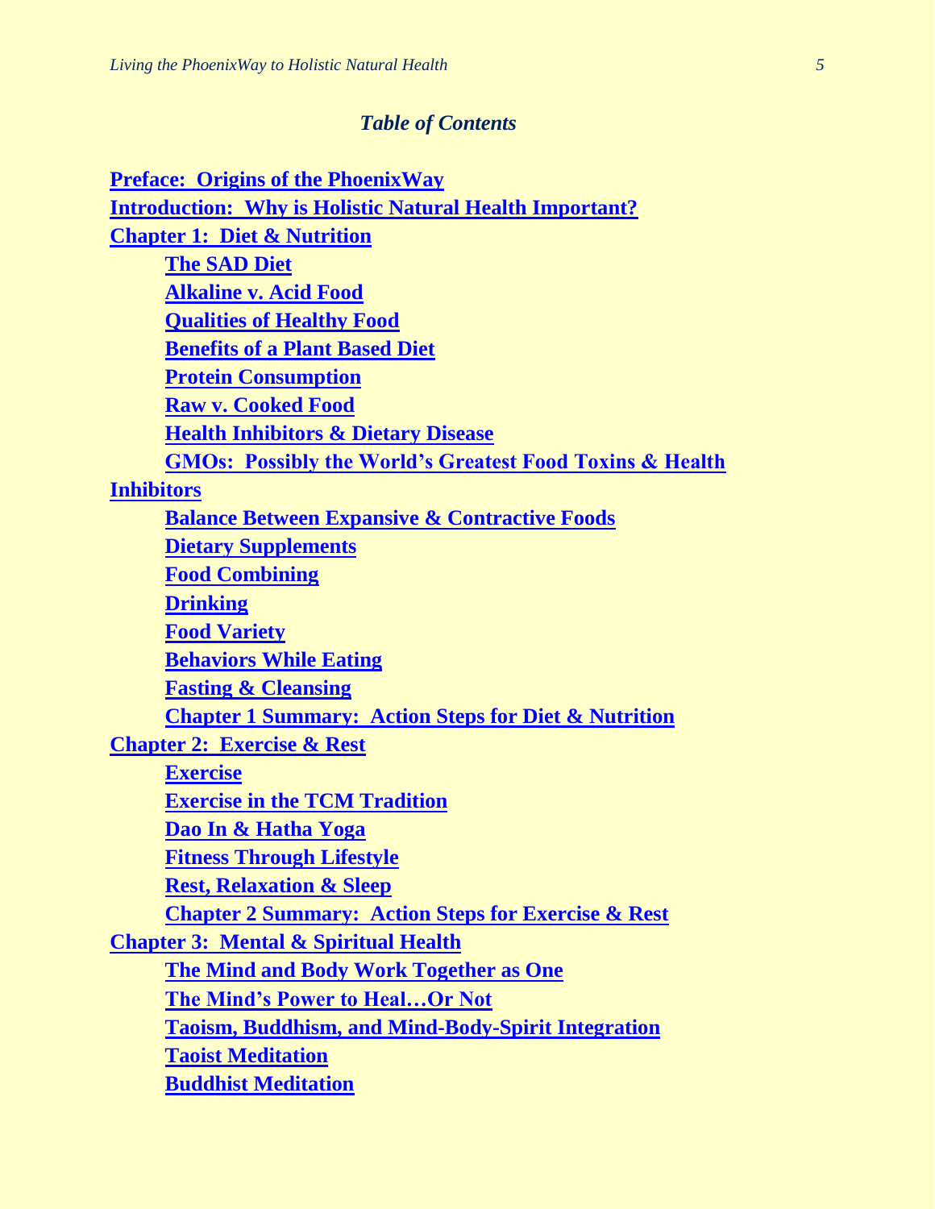## *Table of Contents*

[Preface: Origins of the PhoenixWay]

[Introduction: Why is Holistic Natural Health Important?]

[Chapter 1: Diet & Nutrition]

- [The SAD Diet]
- [Alkaline v. Acid Food]
- [Qualities of Healthy Food]
- [Benefits of a Plant Based Diet]
- [Protein Consumption]
- [Raw v. Cooked Food]
- [Health Inhibitors & Dietary Disease]
- [GMOs: Possibly the World's Greatest Food Toxins & Health Inhibitors]
- [Balance Between Expansive & Contractive Foods]
- [Dietary Supplements]
- [Food Combining]
- [Drinking]
- [Food Variety]
- [Behaviors While Eating]
- [Fasting & Cleansing]
- [Chapter 1 Summary: Action Steps for Diet & Nutrition]

[Chapter 2: Exercise & Rest]

- [Exercise]
- [Exercise in the TCM Tradition]
- [Dao In & Hatha Yoga]
- [Fitness Through Lifestyle]
- [Rest, Relaxation & Sleep]
- [Chapter 2 Summary: Action Steps for Exercise & Rest]

[Chapter 3: Mental & Spiritual Health]

- [The Mind and Body Work Together as One]
- [The Mind's Power to Heal…Or Not]
- [Taoism, Buddhism, and Mind-Body-Spirit Integration]
- [Taoist Meditation]
- [Buddhist Meditation]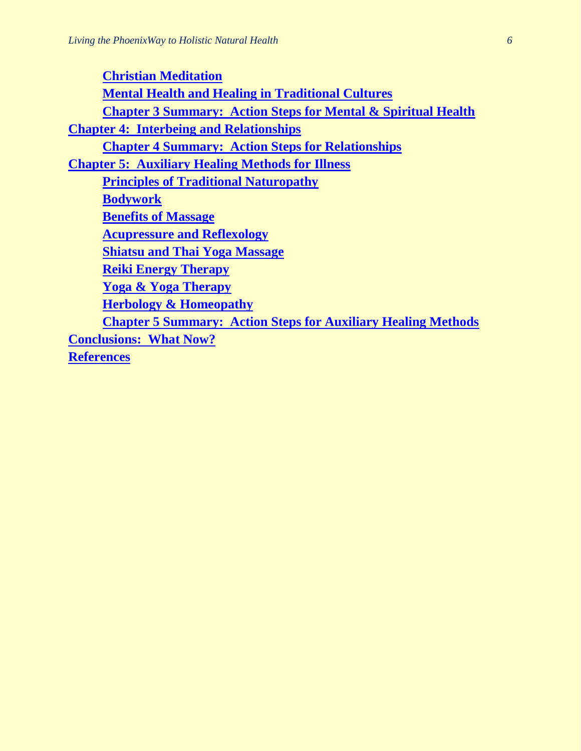- **Christian Meditation**
- **Mental Health and Healing in Traditional Cultures**
- **Chapter 3 Summary: Action Steps for Mental & Spiritual Health**

**Chapter 4: Interbeing and Relationships**

- **Chapter 4 Summary: Action Steps for Relationships**

**Chapter 5: Auxiliary Healing Methods for Illness**

- **Principles of Traditional Naturopathy**
- **Bodywork**
- **Benefits of Massage**
- **Acupressure and Reflexology**
- **Shiatsu and Thai Yoga Massage**
- **Reiki Energy Therapy**
- **Yoga & Yoga Therapy**
- **Herbology & Homeopathy**
- **Chapter 5 Summary: Action Steps for Auxiliary Healing Methods**

**Conclusions: What Now?**

**References**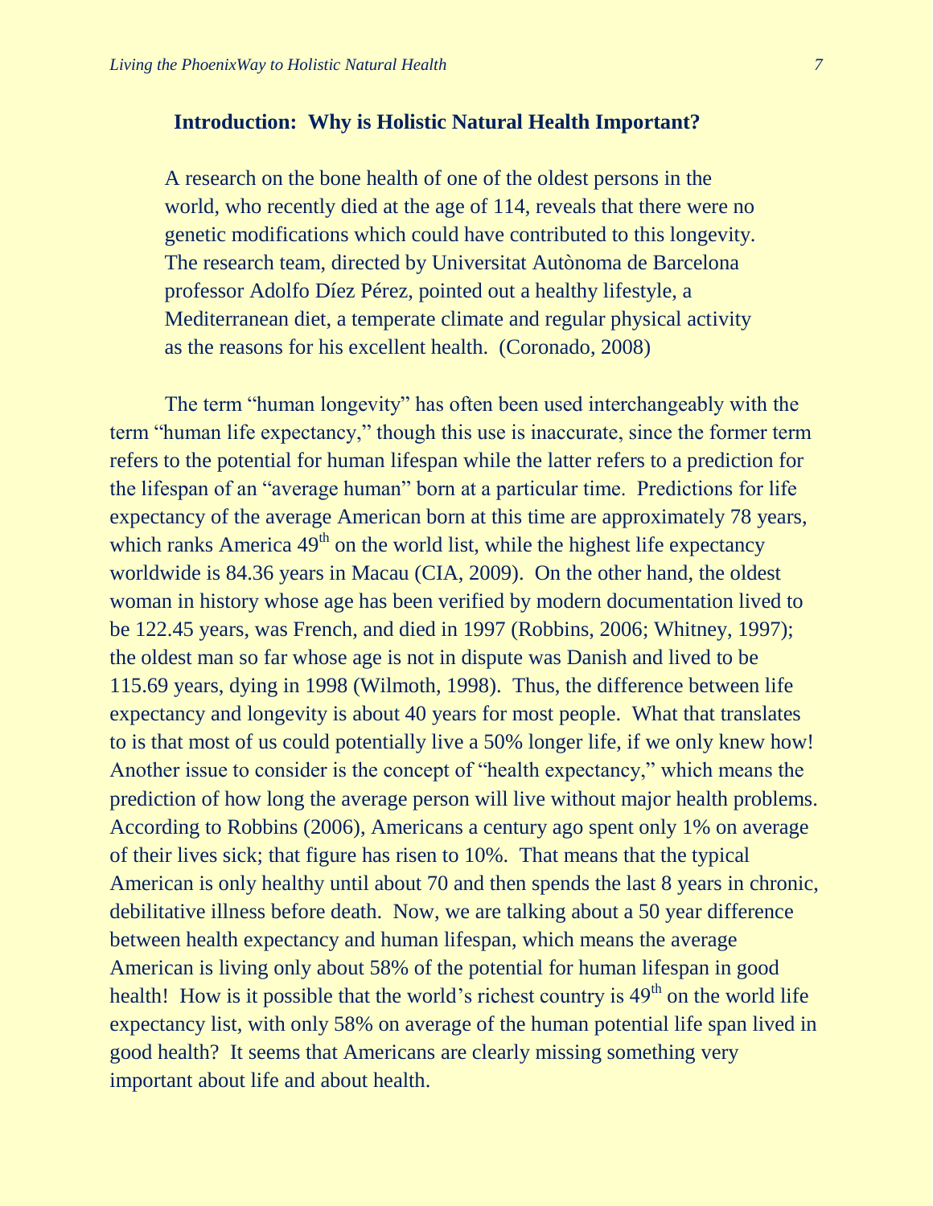## Introduction: Why is Holistic Natural Health Important?

> A research on the bone health of one of the oldest persons in the world, who recently died at the age of 114, reveals that there were no genetic modifications which could have contributed to this longevity. The research team, directed by Universitat Autònoma de Barcelona professor Adolfo Díez Pérez, pointed out a healthy lifestyle, a Mediterranean diet, a temperate climate and regular physical activity as the reasons for his excellent health. (Coronado, 2008)

The term "human longevity" has often been used interchangeably with the term "human life expectancy," though this use is inaccurate, since the former term refers to the potential for human lifespan while the latter refers to a prediction for the lifespan of an "average human" born at a particular time. Predictions for life expectancy of the average American born at this time are approximately 78 years, which ranks America 49th on the world list, while the highest life expectancy worldwide is 84.36 years in Macau (CIA, 2009). On the other hand, the oldest woman in history whose age has been verified by modern documentation lived to be 122.45 years, was French, and died in 1997 (Robbins, 2006; Whitney, 1997); the oldest man so far whose age is not in dispute was Danish and lived to be 115.69 years, dying in 1998 (Wilmoth, 1998). Thus, the difference between life expectancy and longevity is about 40 years for most people. What that translates to is that most of us could potentially live a 50% longer life, if we only knew how! Another issue to consider is the concept of "health expectancy," which means the prediction of how long the average person will live without major health problems. According to Robbins (2006), Americans a century ago spent only 1% on average of their lives sick; that figure has risen to 10%. That means that the typical American is only healthy until about 70 and then spends the last 8 years in chronic, debilitative illness before death. Now, we are talking about a 50 year difference between health expectancy and human lifespan, which means the average American is living only about 58% of the potential for human lifespan in good health! How is it possible that the world's richest country is 49th on the world life expectancy list, with only 58% on average of the human potential life span lived in good health? It seems that Americans are clearly missing something very important about life and about health.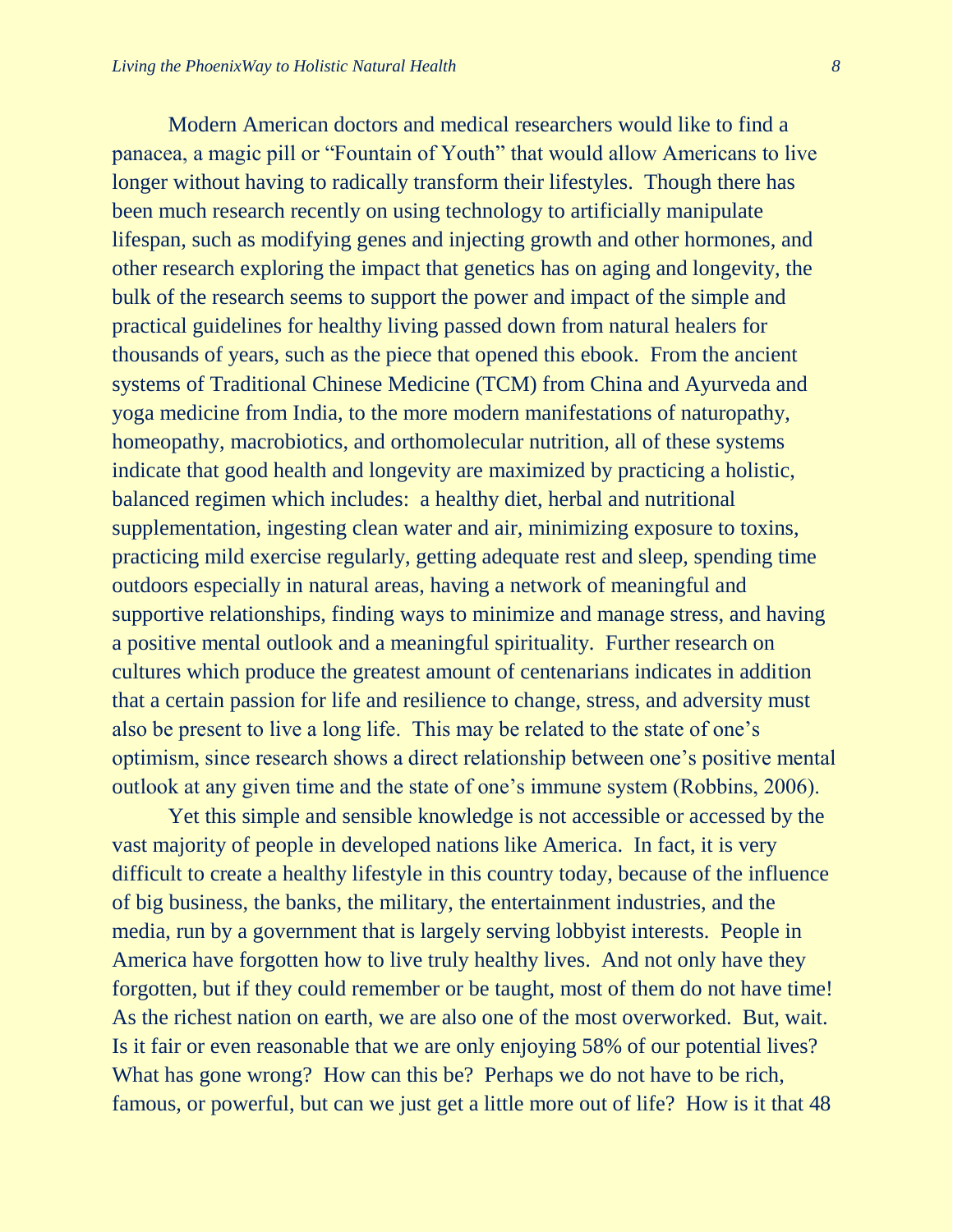Modern American doctors and medical researchers would like to find a panacea, a magic pill or "Fountain of Youth" that would allow Americans to live longer without having to radically transform their lifestyles. Though there has been much research recently on using technology to artificially manipulate lifespan, such as modifying genes and injecting growth and other hormones, and other research exploring the impact that genetics has on aging and longevity, the bulk of the research seems to support the power and impact of the simple and practical guidelines for healthy living passed down from natural healers for thousands of years, such as the piece that opened this ebook. From the ancient systems of Traditional Chinese Medicine (TCM) from China and Ayurveda and yoga medicine from India, to the more modern manifestations of naturopathy, homeopathy, macrobiotics, and orthomolecular nutrition, all of these systems indicate that good health and longevity are maximized by practicing a holistic, balanced regimen which includes: a healthy diet, herbal and nutritional supplementation, ingesting clean water and air, minimizing exposure to toxins, practicing mild exercise regularly, getting adequate rest and sleep, spending time outdoors especially in natural areas, having a network of meaningful and supportive relationships, finding ways to minimize and manage stress, and having a positive mental outlook and a meaningful spirituality. Further research on cultures which produce the greatest amount of centenarians indicates in addition that a certain passion for life and resilience to change, stress, and adversity must also be present to live a long life. This may be related to the state of one's optimism, since research shows a direct relationship between one's positive mental outlook at any given time and the state of one's immune system (Robbins, 2006).

Yet this simple and sensible knowledge is not accessible or accessed by the vast majority of people in developed nations like America. In fact, it is very difficult to create a healthy lifestyle in this country today, because of the influence of big business, the banks, the military, the entertainment industries, and the media, run by a government that is largely serving lobbyist interests. People in America have forgotten how to live truly healthy lives. And not only have they forgotten, but if they could remember or be taught, most of them do not have time! As the richest nation on earth, we are also one of the most overworked. But, wait. Is it fair or even reasonable that we are only enjoying 58% of our potential lives? What has gone wrong? How can this be? Perhaps we do not have to be rich, famous, or powerful, but can we just get a little more out of life? How is it that 48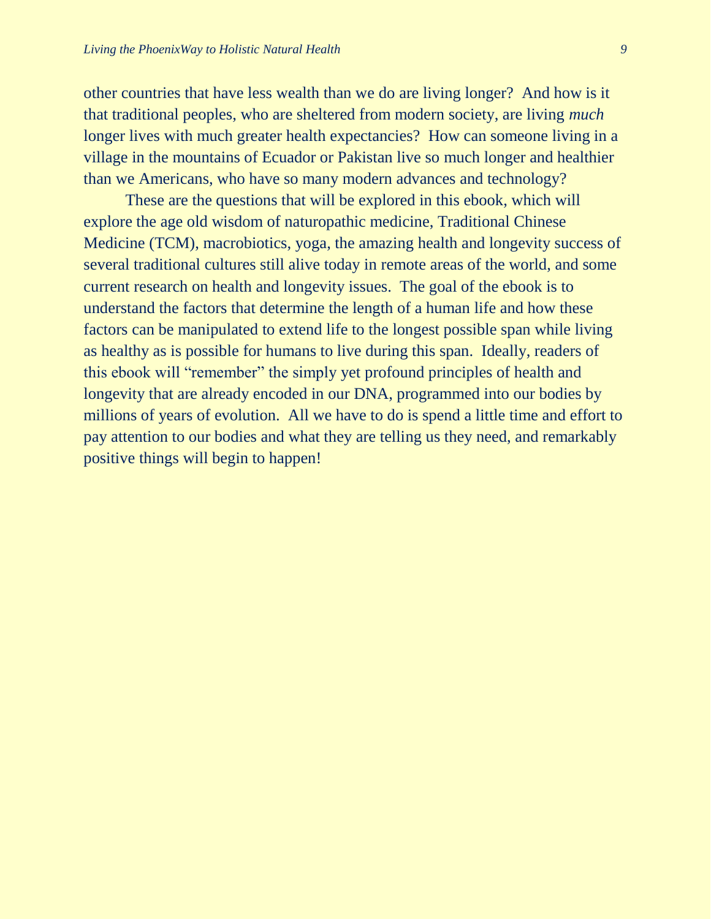other countries that have less wealth than we do are living longer? And how is it that traditional peoples, who are sheltered from modern society, are living *much* longer lives with much greater health expectancies? How can someone living in a village in the mountains of Ecuador or Pakistan live so much longer and healthier than we Americans, who have so many modern advances and technology?

These are the questions that will be explored in this ebook, which will explore the age old wisdom of naturopathic medicine, Traditional Chinese Medicine (TCM), macrobiotics, yoga, the amazing health and longevity success of several traditional cultures still alive today in remote areas of the world, and some current research on health and longevity issues. The goal of the ebook is to understand the factors that determine the length of a human life and how these factors can be manipulated to extend life to the longest possible span while living as healthy as is possible for humans to live during this span. Ideally, readers of this ebook will "remember" the simply yet profound principles of health and longevity that are already encoded in our DNA, programmed into our bodies by millions of years of evolution. All we have to do is spend a little time and effort to pay attention to our bodies and what they are telling us they need, and remarkably positive things will begin to happen!